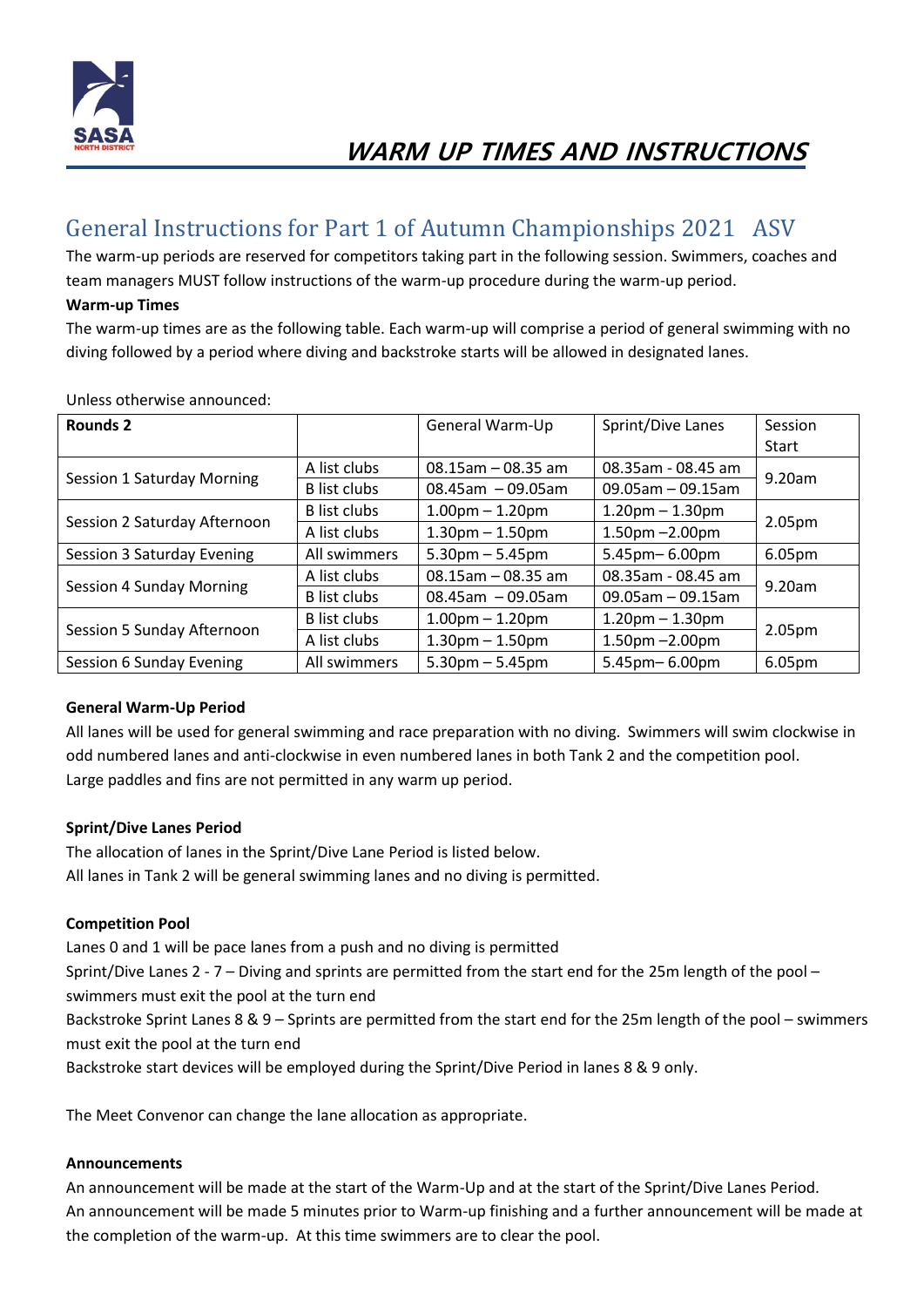# WARM UP TIMES AND INSTRUCTIONS

## General Instructions for Part 1 of Autumn Championships 2021 ASV

The warm-up periods are reserved for competitors taking part in the following session. Swimmers, coaches and team managers MUST follow instructions of the warm-up procedure during the warm-up period.

**Warm-up Times**

The warm-up times are as the following table. Each warm-up will comprise a period of general swimming with no diving followed by a period where diving and backstroke starts will be allowed in designated lanes.

Unless otherwise announced:

| **Rounds 2** | | General Warm-Up | Sprint/Dive Lanes | Session Start |
|---|---|---|---|---|
| Session 1 Saturday Morning | A list clubs | 08.15am – 08.35 am | 08.35am - 08.45 am | 9.20am |
| | B list clubs | 08.45am – 09.05am | 09.05am – 09.15am | |
| Session 2 Saturday Afternoon | B list clubs | 1.00pm – 1.20pm | 1.20pm – 1.30pm | 2.05pm |
| | A list clubs | 1.30pm – 1.50pm | 1.50pm –2.00pm | |
| Session 3 Saturday Evening | All swimmers | 5.30pm – 5.45pm | 5.45pm– 6.00pm | 6.05pm |
| Session 4 Sunday Morning | A list clubs | 08.15am – 08.35 am | 08.35am - 08.45 am | 9.20am |
| | B list clubs | 08.45am – 09.05am | 09.05am – 09.15am | |
| Session 5 Sunday Afternoon | B list clubs | 1.00pm – 1.20pm | 1.20pm – 1.30pm | 2.05pm |
| | A list clubs | 1.30pm – 1.50pm | 1.50pm –2.00pm | |
| Session 6 Sunday Evening | All swimmers | 5.30pm – 5.45pm | 5.45pm– 6.00pm | 6.05pm |

**General Warm-Up Period**

All lanes will be used for general swimming and race preparation with no diving. Swimmers will swim clockwise in odd numbered lanes and anti-clockwise in even numbered lanes in both Tank 2 and the competition pool.
Large paddles and fins are not permitted in any warm up period.

**Sprint/Dive Lanes Period**

The allocation of lanes in the Sprint/Dive Lane Period is listed below.
All lanes in Tank 2 will be general swimming lanes and no diving is permitted.

**Competition Pool**

Lanes 0 and 1 will be pace lanes from a push and no diving is permitted
Sprint/Dive Lanes 2 - 7 – Diving and sprints are permitted from the start end for the 25m length of the pool – swimmers must exit the pool at the turn end
Backstroke Sprint Lanes 8 & 9 – Sprints are permitted from the start end for the 25m length of the pool – swimmers must exit the pool at the turn end
Backstroke start devices will be employed during the Sprint/Dive Period in lanes 8 & 9 only.

The Meet Convenor can change the lane allocation as appropriate.

**Announcements**

An announcement will be made at the start of the Warm-Up and at the start of the Sprint/Dive Lanes Period.
An announcement will be made 5 minutes prior to Warm-up finishing and a further announcement will be made at the completion of the warm-up. At this time swimmers are to clear the pool.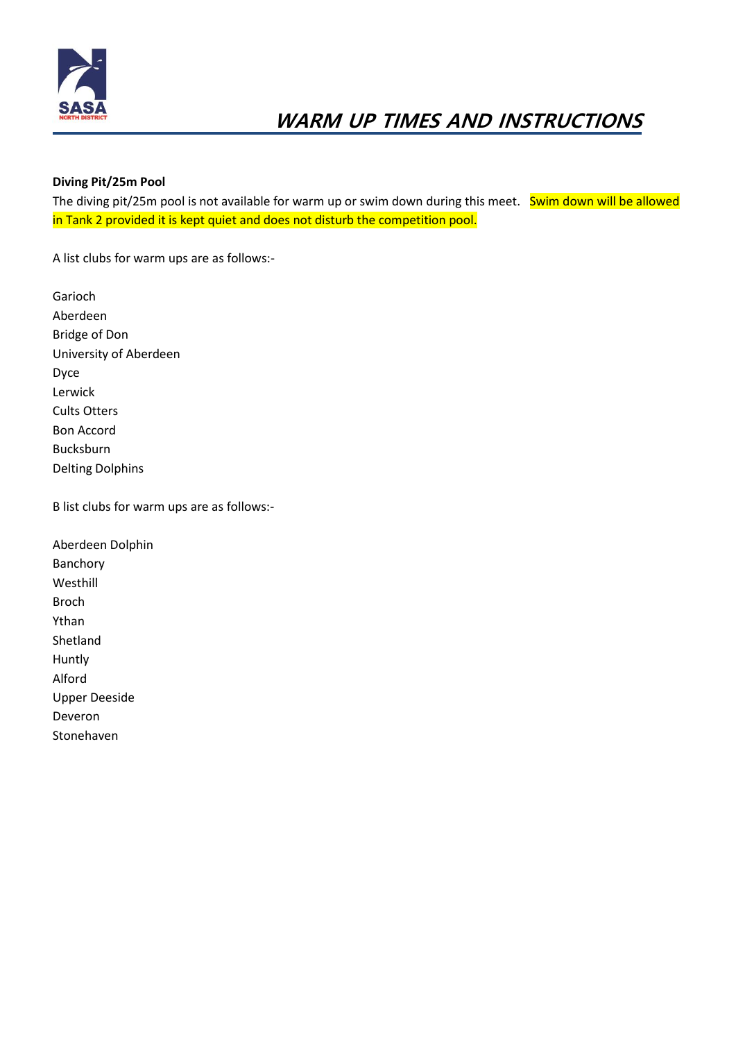# *WARM UP TIMES AND INSTRUCTIONS*

**Diving Pit/25m Pool**

The diving pit/25m pool is not available for warm up or swim down during this meet. Swim down will be allowed in Tank 2 provided it is kept quiet and does not disturb the competition pool.

A list clubs for warm ups are as follows:-

Garioch
Aberdeen
Bridge of Don
University of Aberdeen
Dyce
Lerwick
Cults Otters
Bon Accord
Bucksburn
Delting Dolphins

B list clubs for warm ups are as follows:-

Aberdeen Dolphin
Banchory
Westhill
Broch
Ythan
Shetland
Huntly
Alford
Upper Deeside
Deveron
Stonehaven